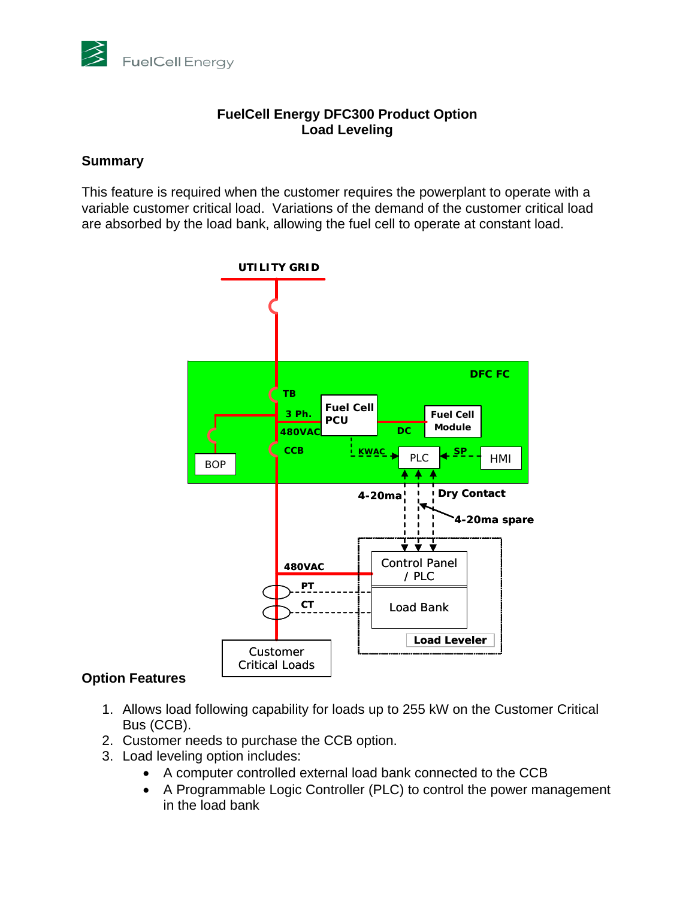# FuelCell Energy DFC300 Product Option
## Load Leveling

### Summary

This feature is required when the customer requires the powerplant to operate with a variable customer critical load. Variations of the demand of the customer critical load are absorbed by the load bank, allowing the fuel cell to operate at constant load.

UTILITY GRID

DFC FC

TB

3 Ph.

480VAC

CCB

Fuel Cell PCU

DC

Fuel Cell Module

KWAC

PLC

SP

HMI

BOP

4-20ma

Dry Contact

4-20ma spare

480VAC

PT

CT

Control Panel / PLC

Load Bank

Load Leveler

Customer Critical Loads

### Option Features

1. Allows load following capability for loads up to 255 kW on the Customer Critical Bus (CCB).
2. Customer needs to purchase the CCB option.
3. Load leveling option includes:
   - A computer controlled external load bank connected to the CCB
   - A Programmable Logic Controller (PLC) to control the power management in the load bank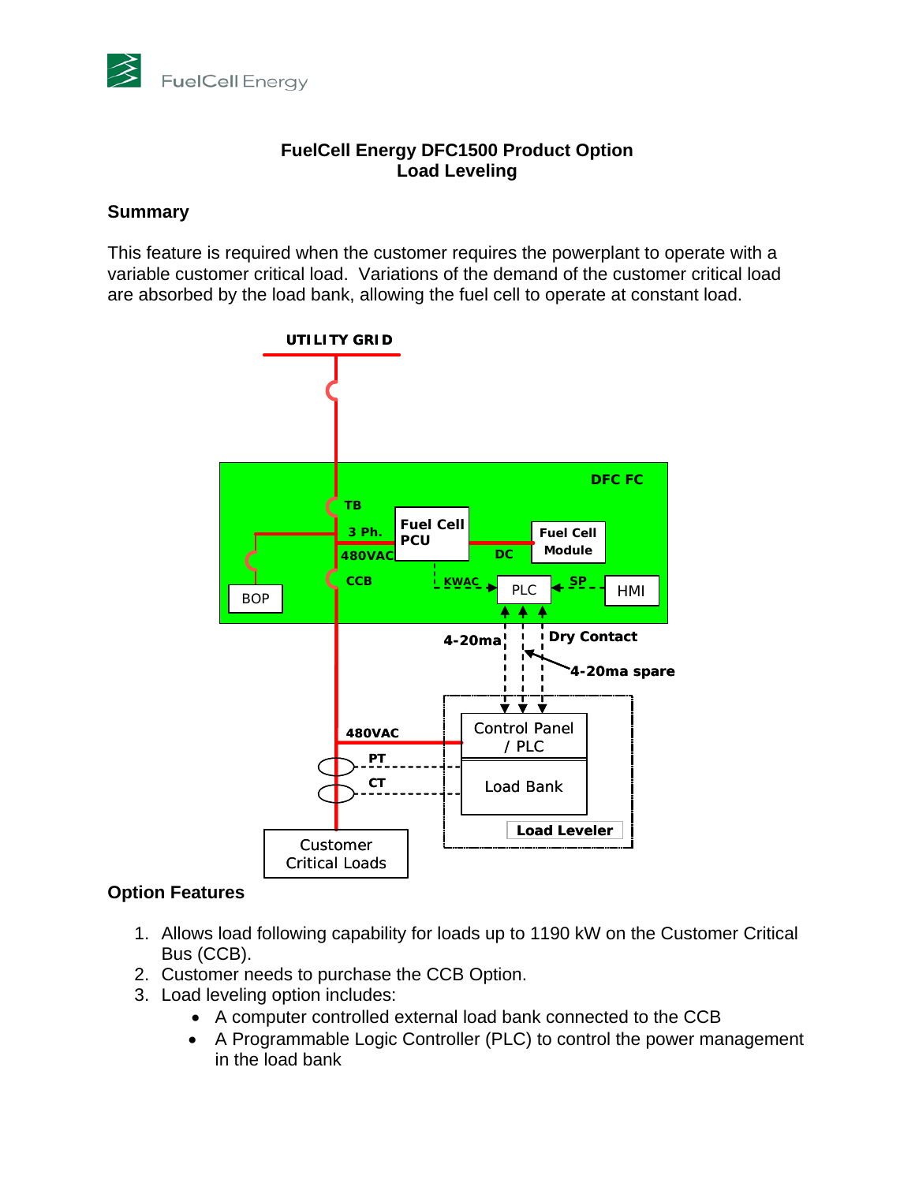# FuelCell Energy DFC1500 Product Option
## Load Leveling

### Summary

This feature is required when the customer requires the powerplant to operate with a variable customer critical load. Variations of the demand of the customer critical load are absorbed by the load bank, allowing the fuel cell to operate at constant load.

UTILITY GRID

DFC FC

TB

3 Ph.

480VAC

CCB

BOP

Fuel Cell PCU

DC

Fuel Cell Module

KWAC

PLC

SP

HMI

4-20ma

Dry Contact

4-20ma spare

480VAC

PT

CT

Control Panel / PLC

Load Bank

Load Leveler

Customer Critical Loads

### Option Features

1. Allows load following capability for loads up to 1190 kW on the Customer Critical Bus (CCB).
2. Customer needs to purchase the CCB Option.
3. Load leveling option includes:
   - A computer controlled external load bank connected to the CCB
   - A Programmable Logic Controller (PLC) to control the power management in the load bank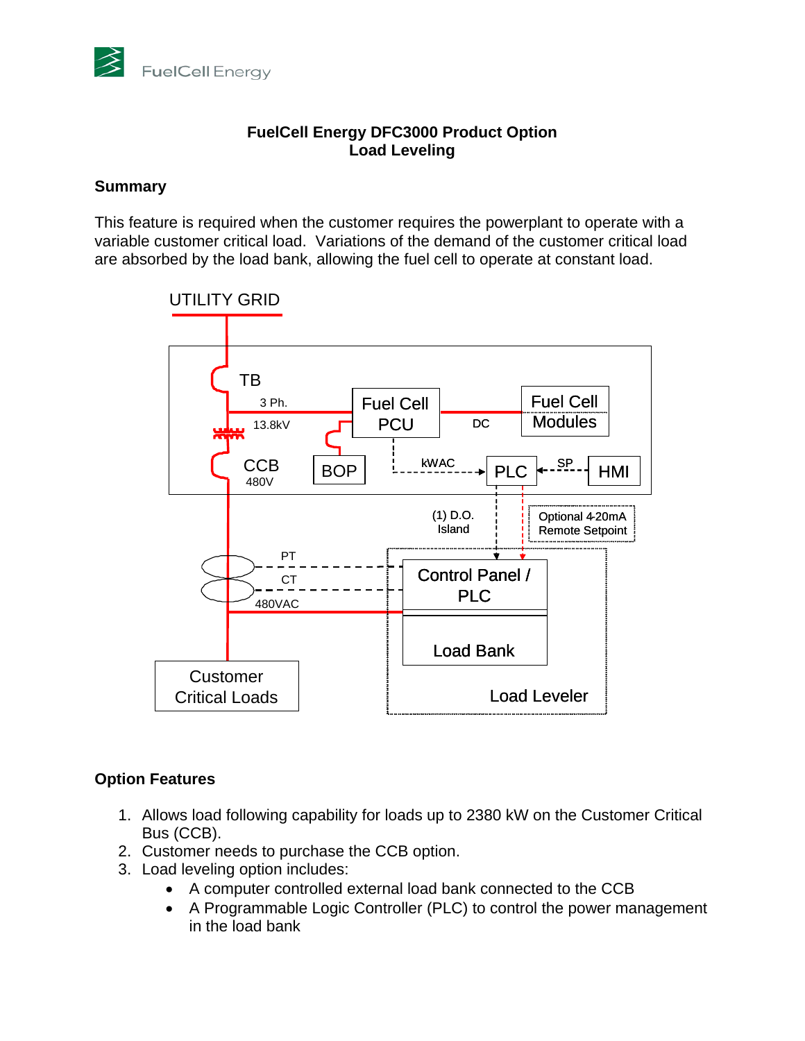FuelCell Energy

## FuelCell Energy DFC3000 Product Option
## Load Leveling

### Summary

This feature is required when the customer requires the powerplant to operate with a variable customer critical load. Variations of the demand of the customer critical load are absorbed by the load bank, allowing the fuel cell to operate at constant load.

UTILITY GRID
TB
3 Ph.
13.8kV
CCB
480V
Fuel Cell PCU
DC
Fuel Cell Modules
BOP
kWAC
PLC
SP
HMI
(1) D.O. Island
Optional 4-20mA Remote Setpoint
PT
CT
480VAC
Control Panel / PLC
Load Bank
Load Leveler
Customer Critical Loads

### Option Features

1. Allows load following capability for loads up to 2380 kW on the Customer Critical Bus (CCB).
2. Customer needs to purchase the CCB option.
3. Load leveling option includes:
   - A computer controlled external load bank connected to the CCB
   - A Programmable Logic Controller (PLC) to control the power management in the load bank